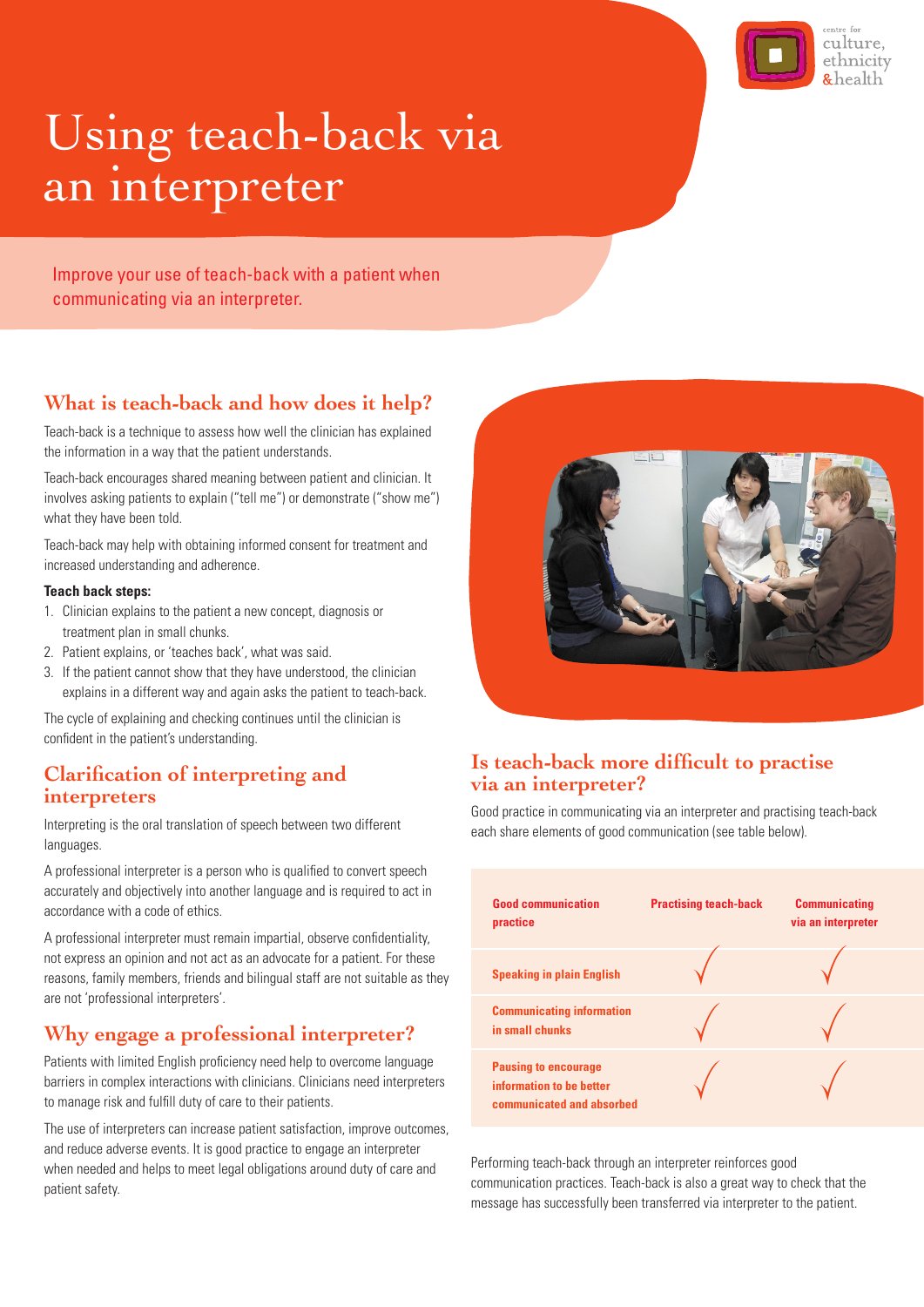# Using teach-back via an interpreter

Improve your use of teach-back with a patient when communicating via an interpreter.

## What is teach-back and how does it help?

Teach-back is a technique to assess how well the clinician has explained the information in a way that the patient understands.

Teach-back encourages shared meaning between patient and clinician. It involves asking patients to explain ("tell me") or demonstrate ("show me") what they have been told.

Teach-back may help with obtaining informed consent for treatment and increased understanding and adherence.

**Teach back steps:**

1. Clinician explains to the patient a new concept, diagnosis or treatment plan in small chunks.
2. Patient explains, or 'teaches back', what was said.
3. If the patient cannot show that they have understood, the clinician explains in a different way and again asks the patient to teach-back.

The cycle of explaining and checking continues until the clinician is confident in the patient's understanding.

## Clarification of interpreting and interpreters

Interpreting is the oral translation of speech between two different languages.

A professional interpreter is a person who is qualified to convert speech accurately and objectively into another language and is required to act in accordance with a code of ethics.

A professional interpreter must remain impartial, observe confidentiality, not express an opinion and not act as an advocate for a patient. For these reasons, family members, friends and bilingual staff are not suitable as they are not 'professional interpreters'.

## Why engage a professional interpreter?

Patients with limited English proficiency need help to overcome language barriers in complex interactions with clinicians. Clinicians need interpreters to manage risk and fulfill duty of care to their patients.

The use of interpreters can increase patient satisfaction, improve outcomes, and reduce adverse events. It is good practice to engage an interpreter when needed and helps to meet legal obligations around duty of care and patient safety.

## Is teach-back more difficult to practise via an interpreter?

Good practice in communicating via an interpreter and practising teach-back each share elements of good communication (see table below).

| Good communication practice | Practising teach-back | Communicating via an interpreter |
|---|---|---|
| Speaking in plain English | ✓ | ✓ |
| Communicating information in small chunks | ✓ | ✓ |
| Pausing to encourage information to be better communicated and absorbed | ✓ | ✓ |

Performing teach-back through an interpreter reinforces good communication practices. Teach-back is also a great way to check that the message has successfully been transferred via interpreter to the patient.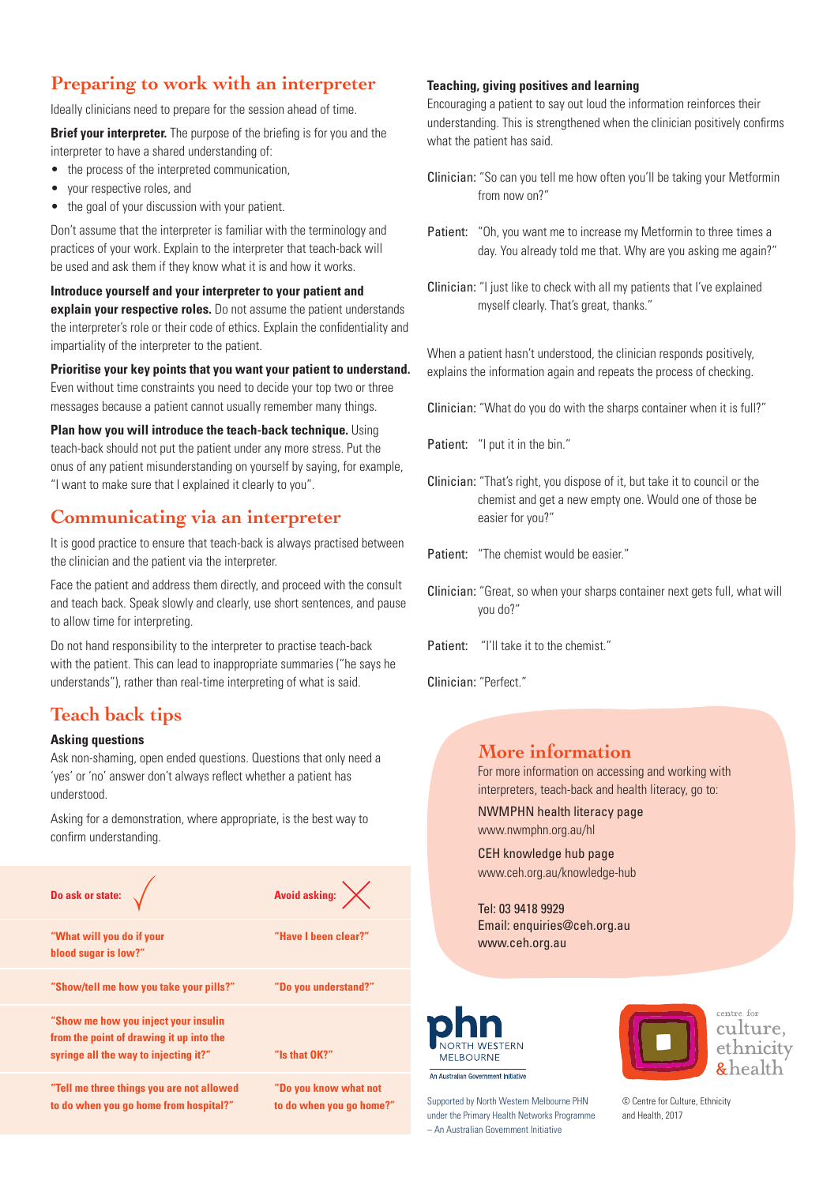## Preparing to work with an interpreter

Ideally clinicians need to prepare for the session ahead of time.

**Brief your interpreter.** The purpose of the briefing is for you and the interpreter to have a shared understanding of:

- the process of the interpreted communication,
- your respective roles, and
- the goal of your discussion with your patient.

Don't assume that the interpreter is familiar with the terminology and practices of your work. Explain to the interpreter that teach-back will be used and ask them if they know what it is and how it works.

**Introduce yourself and your interpreter to your patient and explain your respective roles.** Do not assume the patient understands the interpreter's role or their code of ethics. Explain the confidentiality and impartiality of the interpreter to the patient.

**Prioritise your key points that you want your patient to understand.** Even without time constraints you need to decide your top two or three messages because a patient cannot usually remember many things.

**Plan how you will introduce the teach-back technique.** Using teach-back should not put the patient under any more stress. Put the onus of any patient misunderstanding on yourself by saying, for example, "I want to make sure that I explained it clearly to you".

## Communicating via an interpreter

It is good practice to ensure that teach-back is always practised between the clinician and the patient via the interpreter.

Face the patient and address them directly, and proceed with the consult and teach back. Speak slowly and clearly, use short sentences, and pause to allow time for interpreting.

Do not hand responsibility to the interpreter to practise teach-back with the patient. This can lead to inappropriate summaries ("he says he understands"), rather than real-time interpreting of what is said.

## Teach back tips

### Asking questions

Ask non-shaming, open ended questions. Questions that only need a 'yes' or 'no' answer don't always reflect whether a patient has understood.

Asking for a demonstration, where appropriate, is the best way to confirm understanding.

| Do ask or state: ✓ | Avoid asking: ✗ |
|---|---|
| "What will you do if your blood sugar is low?" | "Have I been clear?" |
| "Show/tell me how you take your pills?" | "Do you understand?" |
| "Show me how you inject your insulin from the point of drawing it up into the syringe all the way to injecting it?" | "Is that OK?" |
| "Tell me three things you are not allowed to do when you go home from hospital?" | "Do you know what not to do when you go home?" |

### Teaching, giving positives and learning

Encouraging a patient to say out loud the information reinforces their understanding. This is strengthened when the clinician positively confirms what the patient has said.

Clinician: "So can you tell me how often you'll be taking your Metformin from now on?"

Patient: "Oh, you want me to increase my Metformin to three times a day. You already told me that. Why are you asking me again?"

Clinician: "I just like to check with all my patients that I've explained myself clearly. That's great, thanks."

When a patient hasn't understood, the clinician responds positively, explains the information again and repeats the process of checking.

Clinician: "What do you do with the sharps container when it is full?"

Patient: "I put it in the bin."

Clinician: "That's right, you dispose of it, but take it to council or the chemist and get a new empty one. Would one of those be easier for you?"

Patient: "The chemist would be easier."

Clinician: "Great, so when your sharps container next gets full, what will you do?"

Patient: "I'll take it to the chemist."

Clinician: "Perfect."

## More information

For more information on accessing and working with interpreters, teach-back and health literacy, go to:

NWMPHN health literacy page
www.nwmphn.org.au/hl

CEH knowledge hub page
www.ceh.org.au/knowledge-hub

Tel: 03 9418 9929
Email: enquiries@ceh.org.au
www.ceh.org.au

phn NORTH WESTERN MELBOURNE
An Australian Government Initiative

centre for culture, ethnicity & health

Supported by North Western Melbourne PHN under the Primary Health Networks Programme – An Australian Government Initiative

© Centre for Culture, Ethnicity and Health, 2017